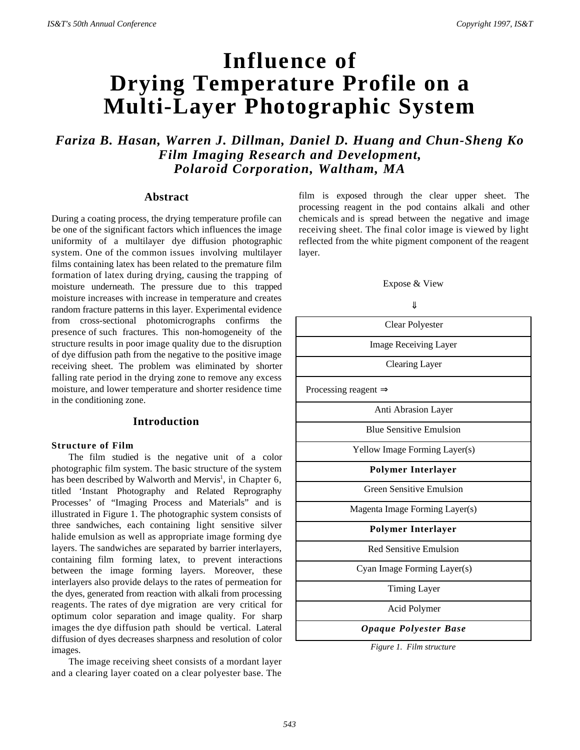# Influence of Drying Temperature Profile on a Multi-Layer Photographic System

***Fariza B. Hasan, Warren J. Dillman, Daniel D. Huang and Chun-Sheng Ko***
***Film Imaging Research and Development,***
***Polaroid Corporation, Waltham, MA***

## Abstract

During a coating process, the drying temperature profile can be one of the significant factors which influences the image uniformity of a multilayer dye diffusion photographic system. One of the common issues involving multilayer films containing latex has been related to the premature film formation of latex during drying, causing the trapping of moisture underneath. The pressure due to this trapped moisture increases with increase in temperature and creates random fracture patterns in this layer. Experimental evidence from cross-sectional photomicrographs confirms the presence of such fractures. This non-homogeneity of the structure results in poor image quality due to the disruption of dye diffusion path from the negative to the positive image receiving sheet. The problem was eliminated by shorter falling rate period in the drying zone to remove any excess moisture, and lower temperature and shorter residence time in the conditioning zone.

## Introduction

### Structure of Film

The film studied is the negative unit of a color photographic film system. The basic structure of the system has been described by Walworth and Mervis[1], in Chapter 6, titled 'Instant Photography and Related Reprography Processes' of "Imaging Process and Materials" and is illustrated in Figure 1. The photographic system consists of three sandwiches, each containing light sensitive silver halide emulsion as well as appropriate image forming dye layers. The sandwiches are separated by barrier interlayers, containing film forming latex, to prevent interactions between the image forming layers. Moreover, these interlayers also provide delays to the rates of permeation for the dyes, generated from reaction with alkali from processing reagents. The rates of dye migration are very critical for optimum color separation and image quality. For sharp images the dye diffusion path should be vertical. Lateral diffusion of dyes decreases sharpness and resolution of color images.

The image receiving sheet consists of a mordant layer and a clearing layer coated on a clear polyester base. The film is exposed through the clear upper sheet. The processing reagent in the pod contains alkali and other chemicals and is spread between the negative and image receiving sheet. The final color image is viewed by light reflected from the white pigment component of the reagent layer.

Expose & View

⇓

| Clear Polyester |
|---|
| Image Receiving Layer |
| Clearing Layer |
| Processing reagent ⇒ |
| Anti Abrasion Layer |
| Blue Sensitive Emulsion |
| Yellow Image Forming Layer(s) |
| **Polymer Interlayer** |
| Green Sensitive Emulsion |
| Magenta Image Forming Layer(s) |
| **Polymer Interlayer** |
| Red Sensitive Emulsion |
| Cyan Image Forming Layer(s) |
| Timing Layer |
| Acid Polymer |
| ***Opaque Polyester Base*** |

*Figure 1. Film structure*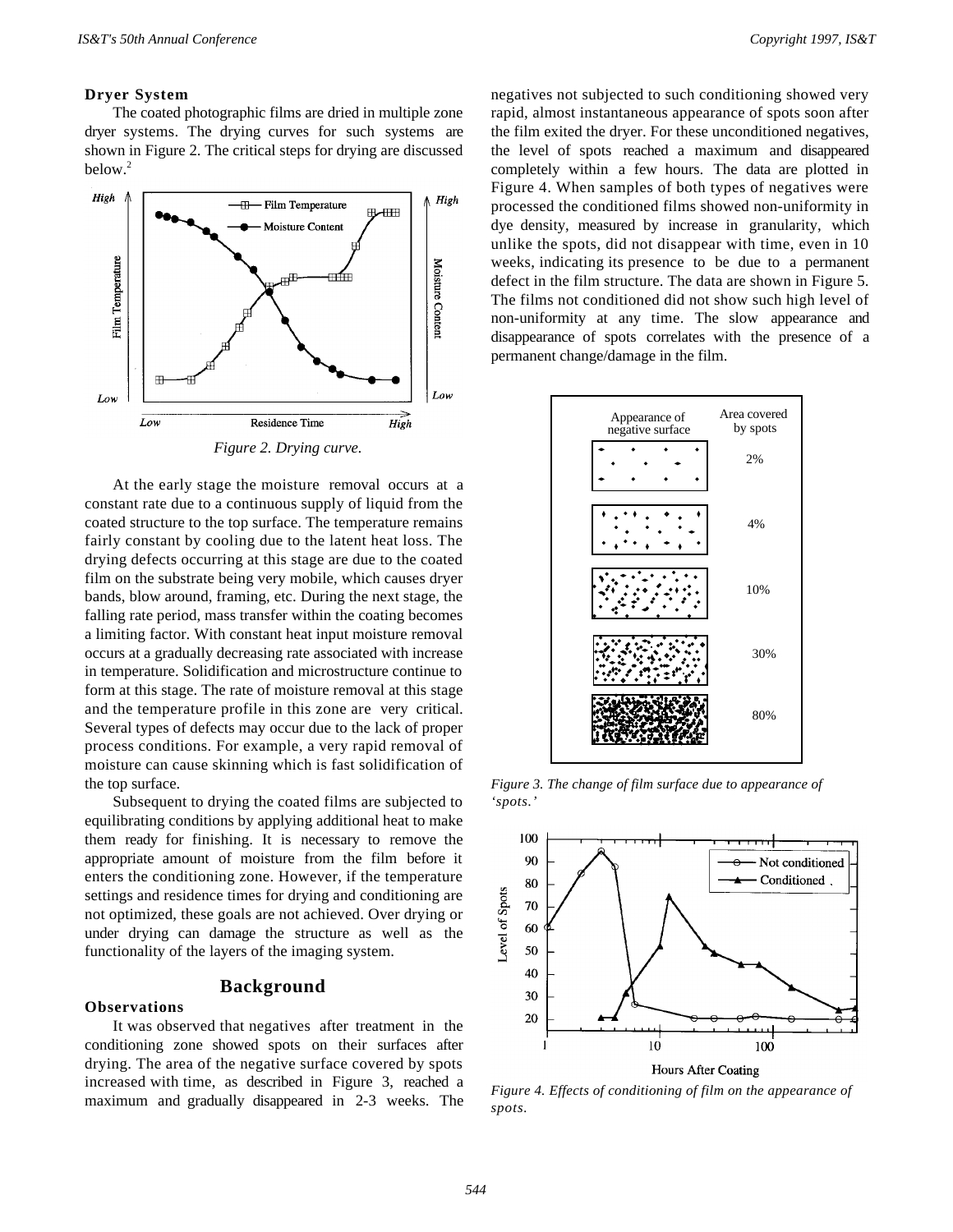### Dryer System

The coated photographic films are dried in multiple zone dryer systems. The drying curves for such systems are shown in Figure 2. The critical steps for drying are discussed below.[2]

*Figure 2. Drying curve.*

At the early stage the moisture removal occurs at a constant rate due to a continuous supply of liquid from the coated structure to the top surface. The temperature remains fairly constant by cooling due to the latent heat loss. The drying defects occurring at this stage are due to the coated film on the substrate being very mobile, which causes dryer bands, blow around, framing, etc. During the next stage, the falling rate period, mass transfer within the coating becomes a limiting factor. With constant heat input moisture removal occurs at a gradually decreasing rate associated with increase in temperature. Solidification and microstructure continue to form at this stage. The rate of moisture removal at this stage and the temperature profile in this zone are very critical. Several types of defects may occur due to the lack of proper process conditions. For example, a very rapid removal of moisture can cause skinning which is fast solidification of the top surface.

Subsequent to drying the coated films are subjected to equilibrating conditions by applying additional heat to make them ready for finishing. It is necessary to remove the appropriate amount of moisture from the film before it enters the conditioning zone. However, if the temperature settings and residence times for drying and conditioning are not optimized, these goals are not achieved. Over drying or under drying can damage the structure as well as the functionality of the layers of the imaging system.

## Background

### Observations

It was observed that negatives after treatment in the conditioning zone showed spots on their surfaces after drying. The area of the negative surface covered by spots increased with time, as described in Figure 3, reached a maximum and gradually disappeared in 2-3 weeks. The negatives not subjected to such conditioning showed very rapid, almost instantaneous appearance of spots soon after the film exited the dryer. For these unconditioned negatives, the level of spots reached a maximum and disappeared completely within a few hours. The data are plotted in Figure 4. When samples of both types of negatives were processed the conditioned films showed non-uniformity in dye density, measured by increase in granularity, which unlike the spots, did not disappear with time, even in 10 weeks, indicating its presence to be due to a permanent defect in the film structure. The data are shown in Figure 5. The films not conditioned did not show such high level of non-uniformity at any time. The slow appearance and disappearance of spots correlates with the presence of a permanent change/damage in the film.

*Figure 3. The change of film surface due to appearance of 'spots.'*

*Figure 4. Effects of conditioning of film on the appearance of spots.*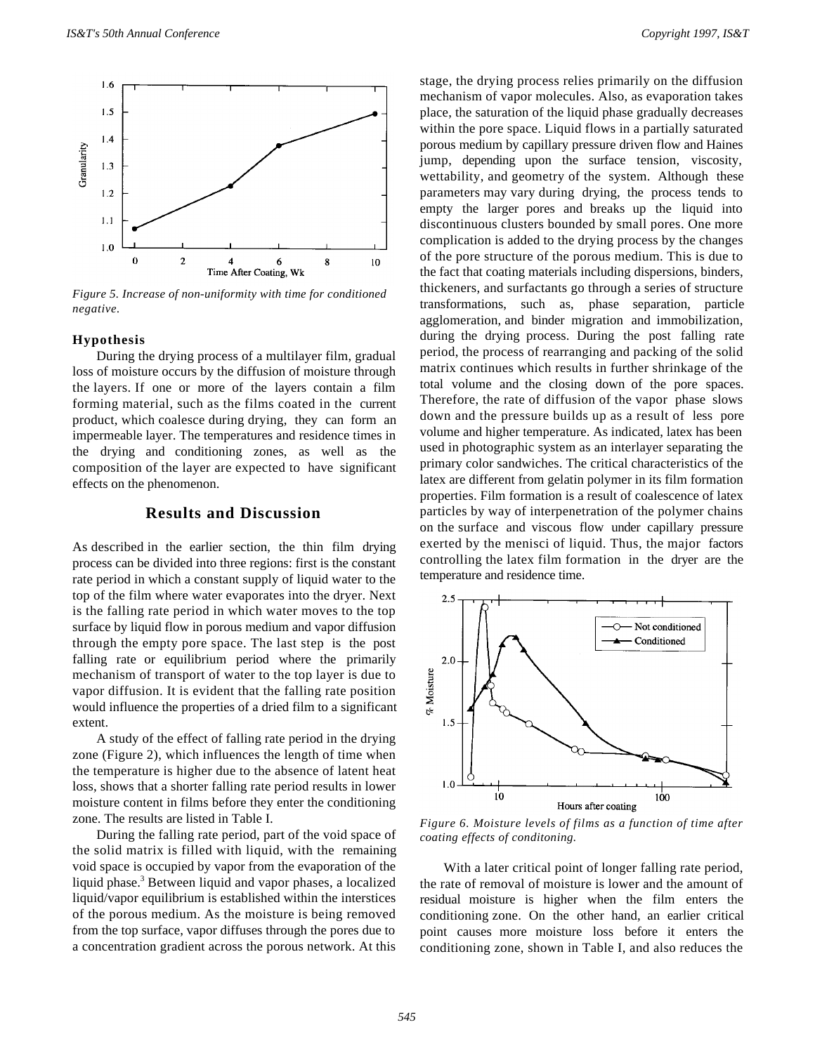*Figure 5. Increase of non-uniformity with time for conditioned negative.*

#### Hypothesis

During the drying process of a multilayer film, gradual loss of moisture occurs by the diffusion of moisture through the layers. If one or more of the layers contain a film forming material, such as the films coated in the current product, which coalesce during drying, they can form an impermeable layer. The temperatures and residence times in the drying and conditioning zones, as well as the composition of the layer are expected to have significant effects on the phenomenon.

## Results and Discussion

As described in the earlier section, the thin film drying process can be divided into three regions: first is the constant rate period in which a constant supply of liquid water to the top of the film where water evaporates into the dryer. Next is the falling rate period in which water moves to the top surface by liquid flow in porous medium and vapor diffusion through the empty pore space. The last step is the post falling rate or equilibrium period where the primarily mechanism of transport of water to the top layer is due to vapor diffusion. It is evident that the falling rate position would influence the properties of a dried film to a significant extent.

A study of the effect of falling rate period in the drying zone (Figure 2), which influences the length of time when the temperature is higher due to the absence of latent heat loss, shows that a shorter falling rate period results in lower moisture content in films before they enter the conditioning zone. The results are listed in Table I.

During the falling rate period, part of the void space of the solid matrix is filled with liquid, with the remaining void space is occupied by vapor from the evaporation of the liquid phase.[3] Between liquid and vapor phases, a localized liquid/vapor equilibrium is established within the interstices of the porous medium. As the moisture is being removed from the top surface, vapor diffuses through the pores due to a concentration gradient across the porous network. At this stage, the drying process relies primarily on the diffusion mechanism of vapor molecules. Also, as evaporation takes place, the saturation of the liquid phase gradually decreases within the pore space. Liquid flows in a partially saturated porous medium by capillary pressure driven flow and Haines jump, depending upon the surface tension, viscosity, wettability, and geometry of the system. Although these parameters may vary during drying, the process tends to empty the larger pores and breaks up the liquid into discontinuous clusters bounded by small pores. One more complication is added to the drying process by the changes of the pore structure of the porous medium. This is due to the fact that coating materials including dispersions, binders, thickeners, and surfactants go through a series of structure transformations, such as, phase separation, particle agglomeration, and binder migration and immobilization, during the drying process. During the post falling rate period, the process of rearranging and packing of the solid matrix continues which results in further shrinkage of the total volume and the closing down of the pore spaces. Therefore, the rate of diffusion of the vapor phase slows down and the pressure builds up as a result of less pore volume and higher temperature. As indicated, latex has been used in photographic system as an interlayer separating the primary color sandwiches. The critical characteristics of the latex are different from gelatin polymer in its film formation properties. Film formation is a result of coalescence of latex particles by way of interpenetration of the polymer chains on the surface and viscous flow under capillary pressure exerted by the menisci of liquid. Thus, the major factors controlling the latex film formation in the dryer are the temperature and residence time.

*Figure 6. Moisture levels of films as a function of time after coating effects of conditoning.*

With a later critical point of longer falling rate period, the rate of removal of moisture is lower and the amount of residual moisture is higher when the film enters the conditioning zone. On the other hand, an earlier critical point causes more moisture loss before it enters the conditioning zone, shown in Table I, and also reduces the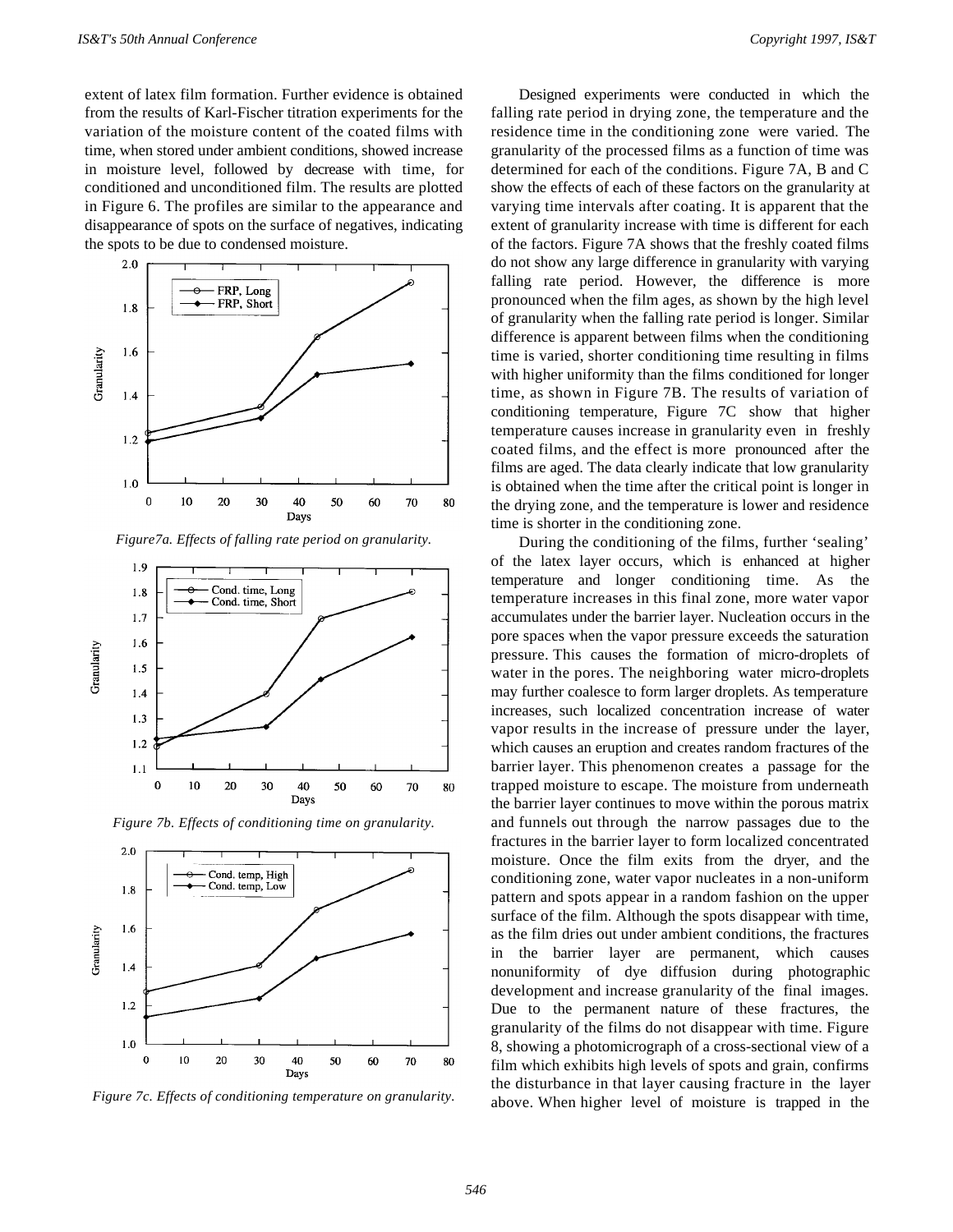extent of latex film formation. Further evidence is obtained from the results of Karl-Fischer titration experiments for the variation of the moisture content of the coated films with time, when stored under ambient conditions, showed increase in moisture level, followed by decrease with time, for conditioned and unconditioned film. The results are plotted in Figure 6. The profiles are similar to the appearance and disappearance of spots on the surface of negatives, indicating the spots to be due to condensed moisture.

*Figure7a. Effects of falling rate period on granularity.*

*Figure 7b. Effects of conditioning time on granularity.*

*Figure 7c. Effects of conditioning temperature on granularity.*

Designed experiments were conducted in which the falling rate period in drying zone, the temperature and the residence time in the conditioning zone were varied. The granularity of the processed films as a function of time was determined for each of the conditions. Figure 7A, B and C show the effects of each of these factors on the granularity at varying time intervals after coating. It is apparent that the extent of granularity increase with time is different for each of the factors. Figure 7A shows that the freshly coated films do not show any large difference in granularity with varying falling rate period. However, the difference is more pronounced when the film ages, as shown by the high level of granularity when the falling rate period is longer. Similar difference is apparent between films when the conditioning time is varied, shorter conditioning time resulting in films with higher uniformity than the films conditioned for longer time, as shown in Figure 7B. The results of variation of conditioning temperature, Figure 7C show that higher temperature causes increase in granularity even in freshly coated films, and the effect is more pronounced after the films are aged. The data clearly indicate that low granularity is obtained when the time after the critical point is longer in the drying zone, and the temperature is lower and residence time is shorter in the conditioning zone.

During the conditioning of the films, further 'sealing' of the latex layer occurs, which is enhanced at higher temperature and longer conditioning time. As the temperature increases in this final zone, more water vapor accumulates under the barrier layer. Nucleation occurs in the pore spaces when the vapor pressure exceeds the saturation pressure. This causes the formation of micro-droplets of water in the pores. The neighboring water micro-droplets may further coalesce to form larger droplets. As temperature increases, such localized concentration increase of water vapor results in the increase of pressure under the layer, which causes an eruption and creates random fractures of the barrier layer. This phenomenon creates a passage for the trapped moisture to escape. The moisture from underneath the barrier layer continues to move within the porous matrix and funnels out through the narrow passages due to the fractures in the barrier layer to form localized concentrated moisture. Once the film exits from the dryer, and the conditioning zone, water vapor nucleates in a non-uniform pattern and spots appear in a random fashion on the upper surface of the film. Although the spots disappear with time, as the film dries out under ambient conditions, the fractures in the barrier layer are permanent, which causes nonuniformity of dye diffusion during photographic development and increase granularity of the final images. Due to the permanent nature of these fractures, the granularity of the films do not disappear with time. Figure 8, showing a photomicrograph of a cross-sectional view of a film which exhibits high levels of spots and grain, confirms the disturbance in that layer causing fracture in the layer above. When higher level of moisture is trapped in the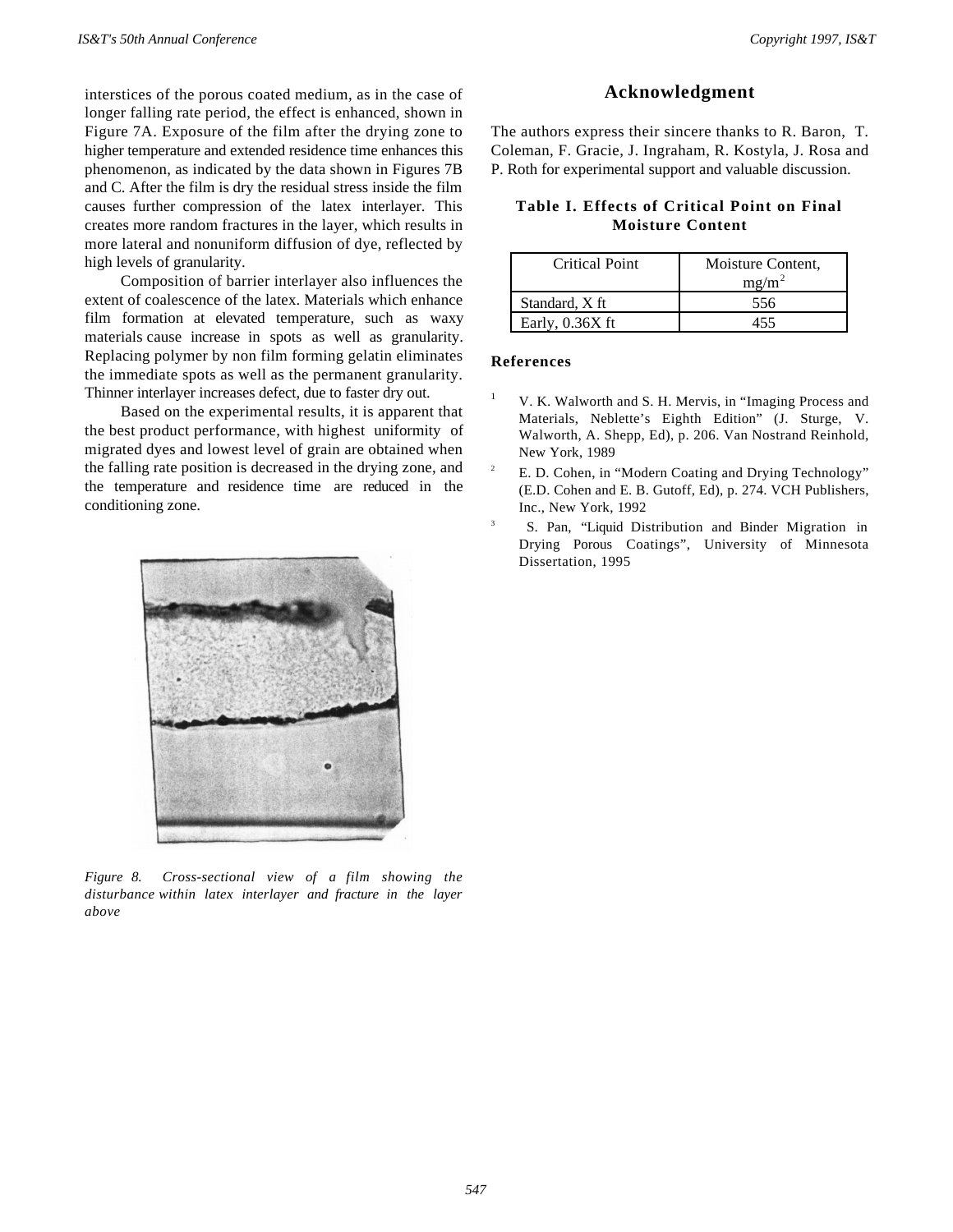interstices of the porous coated medium, as in the case of longer falling rate period, the effect is enhanced, shown in Figure 7A. Exposure of the film after the drying zone to higher temperature and extended residence time enhances this phenomenon, as indicated by the data shown in Figures 7B and C. After the film is dry the residual stress inside the film causes further compression of the latex interlayer. This creates more random fractures in the layer, which results in more lateral and nonuniform diffusion of dye, reflected by high levels of granularity.

Composition of barrier interlayer also influences the extent of coalescence of the latex. Materials which enhance film formation at elevated temperature, such as waxy materials cause increase in spots as well as granularity. Replacing polymer by non film forming gelatin eliminates the immediate spots as well as the permanent granularity. Thinner interlayer increases defect, due to faster dry out.

Based on the experimental results, it is apparent that the best product performance, with highest uniformity of migrated dyes and lowest level of grain are obtained when the falling rate position is decreased in the drying zone, and the temperature and residence time are reduced in the conditioning zone.

*Figure 8. Cross-sectional view of a film showing the disturbance within latex interlayer and fracture in the layer above*

## Acknowledgment

The authors express their sincere thanks to R. Baron, T. Coleman, F. Gracie, J. Ingraham, R. Kostyla, J. Rosa and P. Roth for experimental support and valuable discussion.

**Table I. Effects of Critical Point on Final Moisture Content**

| Critical Point | Moisture Content, $mg/m^2$ |
|---|---|
| Standard, X ft | 556 |
| Early, 0.36X ft | 455 |

### References

1. V. K. Walworth and S. H. Mervis, in "Imaging Process and Materials, Neblette's Eighth Edition" (J. Sturge, V. Walworth, A. Shepp, Ed), p. 206. Van Nostrand Reinhold, New York, 1989
2. E. D. Cohen, in "Modern Coating and Drying Technology" (E.D. Cohen and E. B. Gutoff, Ed), p. 274. VCH Publishers, Inc., New York, 1992
3. S. Pan, "Liquid Distribution and Binder Migration in Drying Porous Coatings", University of Minnesota Dissertation, 1995